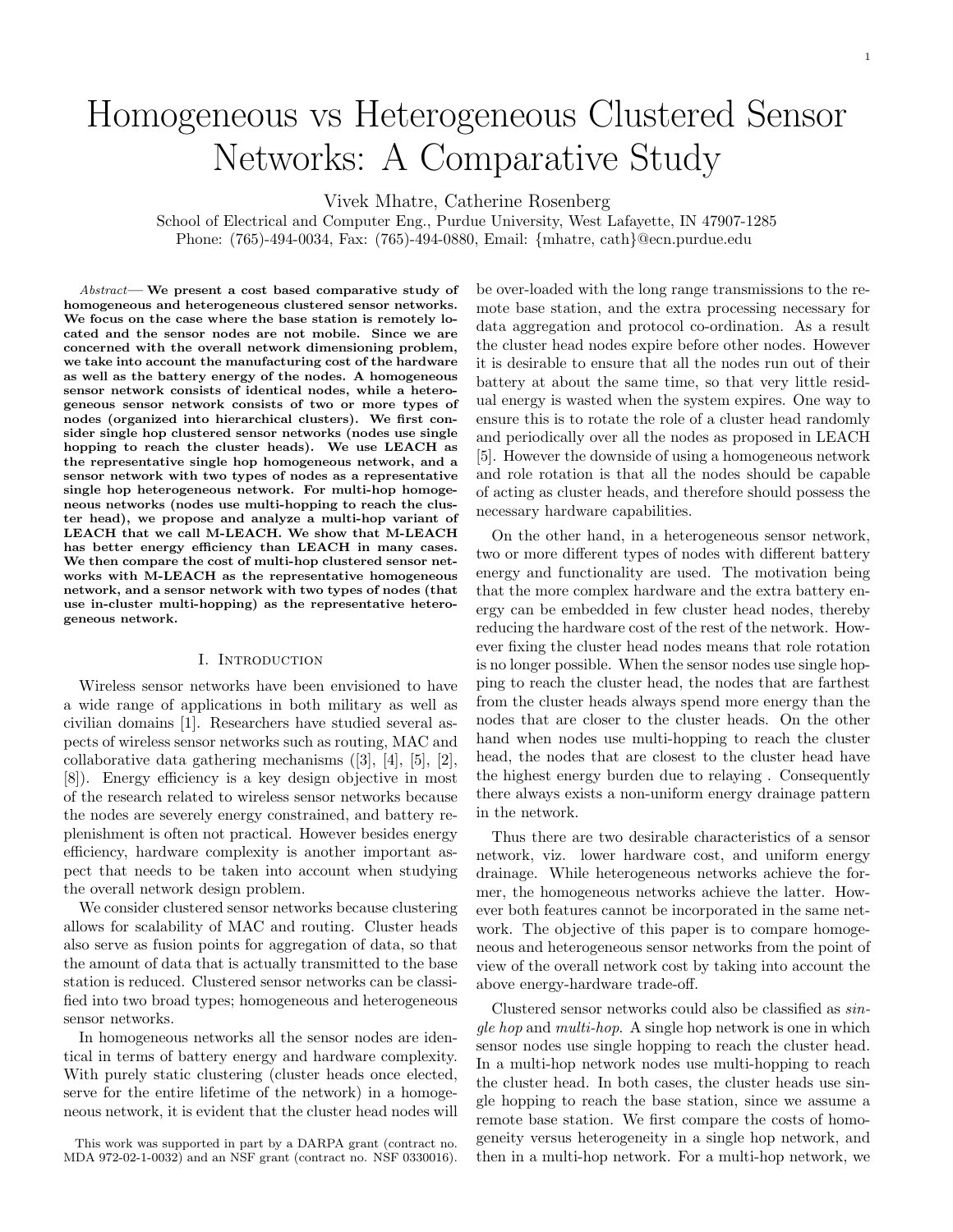# Homogeneous vs Heterogeneous Clustered Sensor Networks: A Comparative Study

Vivek Mhatre, Catherine Rosenberg

School of Electrical and Computer Eng., Purdue University, West Lafayette, IN 47907-1285

Phone: (765)-494-0034, Fax: (765)-494-0880, Email: {mhatre, cath}@ecn.purdue.edu

*Abstract*— **We present a cost based comparative study of homogeneous and heterogeneous clustered sensor networks. We focus on the case where the base station is remotely located and the sensor nodes are not mobile. Since we are concerned with the overall network dimensioning problem, we take into account the manufacturing cost of the hardware as well as the battery energy of the nodes. A homogeneous sensor network consists of identical nodes, while a heterogeneous sensor network consists of two or more types of nodes (organized into hierarchical clusters). We first consider single hop clustered sensor networks (nodes use single hopping to reach the cluster heads). We use LEACH as the representative single hop homogeneous network, and a sensor network with two types of nodes as a representative single hop heterogeneous network. For multi-hop homogeneous networks (nodes use multi-hopping to reach the cluster head), we propose and analyze a multi-hop variant of LEACH that we call M-LEACH. We show that M-LEACH has better energy efficiency than LEACH in many cases. We then compare the cost of multi-hop clustered sensor networks with M-LEACH as the representative homogeneous network, and a sensor network with two types of nodes (that use in-cluster multi-hopping) as the representative heterogeneous network.**

## I. Introduction

Wireless sensor networks have been envisioned to have a wide range of applications in both military as well as civilian domains [1]. Researchers have studied several aspects of wireless sensor networks such as routing, MAC and collaborative data gathering mechanisms ([3], [4], [5], [2], [8]). Energy efficiency is a key design objective in most of the research related to wireless sensor networks because the nodes are severely energy constrained, and battery replenishment is often not practical. However besides energy efficiency, hardware complexity is another important aspect that needs to be taken into account when studying the overall network design problem.

We consider clustered sensor networks because clustering allows for scalability of MAC and routing. Cluster heads also serve as fusion points for aggregation of data, so that the amount of data that is actually transmitted to the base station is reduced. Clustered sensor networks can be classified into two broad types; homogeneous and heterogeneous sensor networks.

In homogeneous networks all the sensor nodes are identical in terms of battery energy and hardware complexity. With purely static clustering (cluster heads once elected, serve for the entire lifetime of the network) in a homogeneous network, it is evident that the cluster head nodes will be over-loaded with the long range transmissions to the remote base station, and the extra processing necessary for data aggregation and protocol co-ordination. As a result the cluster head nodes expire before other nodes. However it is desirable to ensure that all the nodes run out of their battery at about the same time, so that very little residual energy is wasted when the system expires. One way to ensure this is to rotate the role of a cluster head randomly and periodically over all the nodes as proposed in LEACH [5]. However the downside of using a homogeneous network and role rotation is that all the nodes should be capable of acting as cluster heads, and therefore should possess the necessary hardware capabilities.

On the other hand, in a heterogeneous sensor network, two or more different types of nodes with different battery energy and functionality are used. The motivation being that the more complex hardware and the extra battery energy can be embedded in few cluster head nodes, thereby reducing the hardware cost of the rest of the network. However fixing the cluster head nodes means that role rotation is no longer possible. When the sensor nodes use single hopping to reach the cluster head, the nodes that are farthest from the cluster heads always spend more energy than the nodes that are closer to the cluster heads. On the other hand when nodes use multi-hopping to reach the cluster head, the nodes that are closest to the cluster head have the highest energy burden due to relaying . Consequently there always exists a non-uniform energy drainage pattern in the network.

Thus there are two desirable characteristics of a sensor network, viz. lower hardware cost, and uniform energy drainage. While heterogeneous networks achieve the former, the homogeneous networks achieve the latter. However both features cannot be incorporated in the same network. The objective of this paper is to compare homogeneous and heterogeneous sensor networks from the point of view of the overall network cost by taking into account the above energy-hardware trade-off.

Clustered sensor networks could also be classified as *single hop* and *multi-hop*. A single hop network is one in which sensor nodes use single hopping to reach the cluster head. In a multi-hop network nodes use multi-hopping to reach the cluster head. In both cases, the cluster heads use single hopping to reach the base station, since we assume a remote base station. We first compare the costs of homogeneity versus heterogeneity in a single hop network, and then in a multi-hop network. For a multi-hop network, we

This work was supported in part by a DARPA grant (contract no. MDA 972-02-1-0032) and an NSF grant (contract no. NSF 0330016).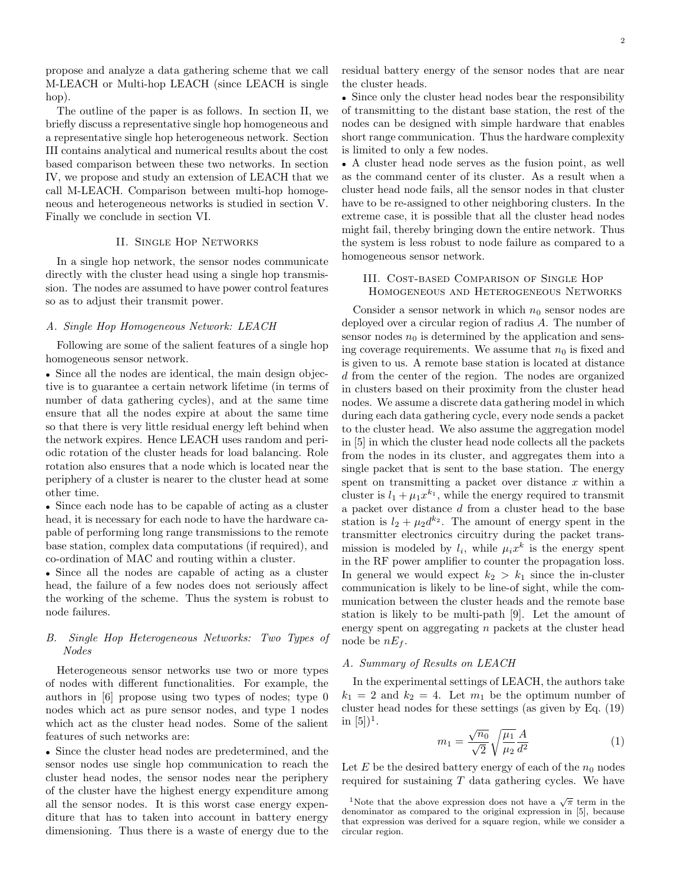propose and analyze a data gathering scheme that we call M-LEACH or Multi-hop LEACH (since LEACH is single hop).

The outline of the paper is as follows. In section II, we briefly discuss a representative single hop homogeneous and a representative single hop heterogeneous network. Section III contains analytical and numerical results about the cost based comparison between these two networks. In section IV, we propose and study an extension of LEACH that we call M-LEACH. Comparison between multi-hop homogeneous and heterogeneous networks is studied in section V. Finally we conclude in section VI.

## II. Single Hop Networks

In a single hop network, the sensor nodes communicate directly with the cluster head using a single hop transmission. The nodes are assumed to have power control features so as to adjust their transmit power.

### A. Single Hop Homogeneous Network: LEACH

Following are some of the salient features of a single hop homogeneous sensor network.

- Since all the nodes are identical, the main design objective is to guarantee a certain network lifetime (in terms of number of data gathering cycles), and at the same time ensure that all the nodes expire at about the same time so that there is very little residual energy left behind when the network expires. Hence LEACH uses random and periodic rotation of the cluster heads for load balancing. Role rotation also ensures that a node which is located near the periphery of a cluster is nearer to the cluster head at some other time.
- Since each node has to be capable of acting as a cluster head, it is necessary for each node to have the hardware capable of performing long range transmissions to the remote base station, complex data computations (if required), and co-ordination of MAC and routing within a cluster.
- Since all the nodes are capable of acting as a cluster head, the failure of a few nodes does not seriously affect the working of the scheme. Thus the system is robust to node failures.

### B. Single Hop Heterogeneous Networks: Two Types of Nodes

Heterogeneous sensor networks use two or more types of nodes with different functionalities. For example, the authors in [6] propose using two types of nodes; type 0 nodes which act as pure sensor nodes, and type 1 nodes which act as the cluster head nodes. Some of the salient features of such networks are:

- Since the cluster head nodes are predetermined, and the sensor nodes use single hop communication to reach the cluster head nodes, the sensor nodes near the periphery of the cluster have the highest energy expenditure among all the sensor nodes. It is this worst case energy expenditure that has to taken into account in battery energy dimensioning. Thus there is a waste of energy due to the residual battery energy of the sensor nodes that are near the cluster heads.
- Since only the cluster head nodes bear the responsibility of transmitting to the distant base station, the rest of the nodes can be designed with simple hardware that enables short range communication. Thus the hardware complexity is limited to only a few nodes.
- A cluster head node serves as the fusion point, as well as the command center of its cluster. As a result when a cluster head node fails, all the sensor nodes in that cluster have to be re-assigned to other neighboring clusters. In the extreme case, it is possible that all the cluster head nodes might fail, thereby bringing down the entire network. Thus the system is less robust to node failure as compared to a homogeneous sensor network.

## III. Cost-based Comparison of Single Hop Homogeneous and Heterogeneous Networks

Consider a sensor network in which $n_0$ sensor nodes are deployed over a circular region of radius $A$. The number of sensor nodes $n_0$ is determined by the application and sensing coverage requirements. We assume that $n_0$ is fixed and is given to us. A remote base station is located at distance $d$ from the center of the region. The nodes are organized in clusters based on their proximity from the cluster head nodes. We assume a discrete data gathering model in which during each data gathering cycle, every node sends a packet to the cluster head. We also assume the aggregation model in [5] in which the cluster head node collects all the packets from the nodes in its cluster, and aggregates them into a single packet that is sent to the base station. The energy spent on transmitting a packet over distance $x$ within a cluster is $l_1 + \mu_1 x^{k_1}$, while the energy required to transmit a packet over distance $d$ from a cluster head to the base station is $l_2 + \mu_2 d^{k_2}$. The amount of energy spent in the transmitter electronics circuitry during the packet transmission is modeled by $l_i$, while $\mu_i x^k$ is the energy spent in the RF power amplifier to counter the propagation loss. In general we would expect $k_2 > k_1$ since the in-cluster communication is likely to be line-of sight, while the communication between the cluster heads and the remote base station is likely to be multi-path [9]. Let the amount of energy spent on aggregating $n$ packets at the cluster head node be $nE_f$.

### A. Summary of Results on LEACH

In the experimental settings of LEACH, the authors take $k_1 = 2$ and $k_2 = 4$. Let $m_1$ be the optimum number of cluster head nodes for these settings (as given by Eq. (19) in [5])[1].

$$m_1 = \frac{\sqrt{n_0}}{\sqrt{2}} \sqrt{\frac{\mu_1}{\mu_2}} \frac{A}{d^2} \tag{1}$$

Let $E$ be the desired battery energy of each of the $n_0$ nodes required for sustaining $T$ data gathering cycles. We have

[1] Note that the above expression does not have a $\sqrt{\pi}$ term in the denominator as compared to the original expression in [5], because that expression was derived for a square region, while we consider a circular region.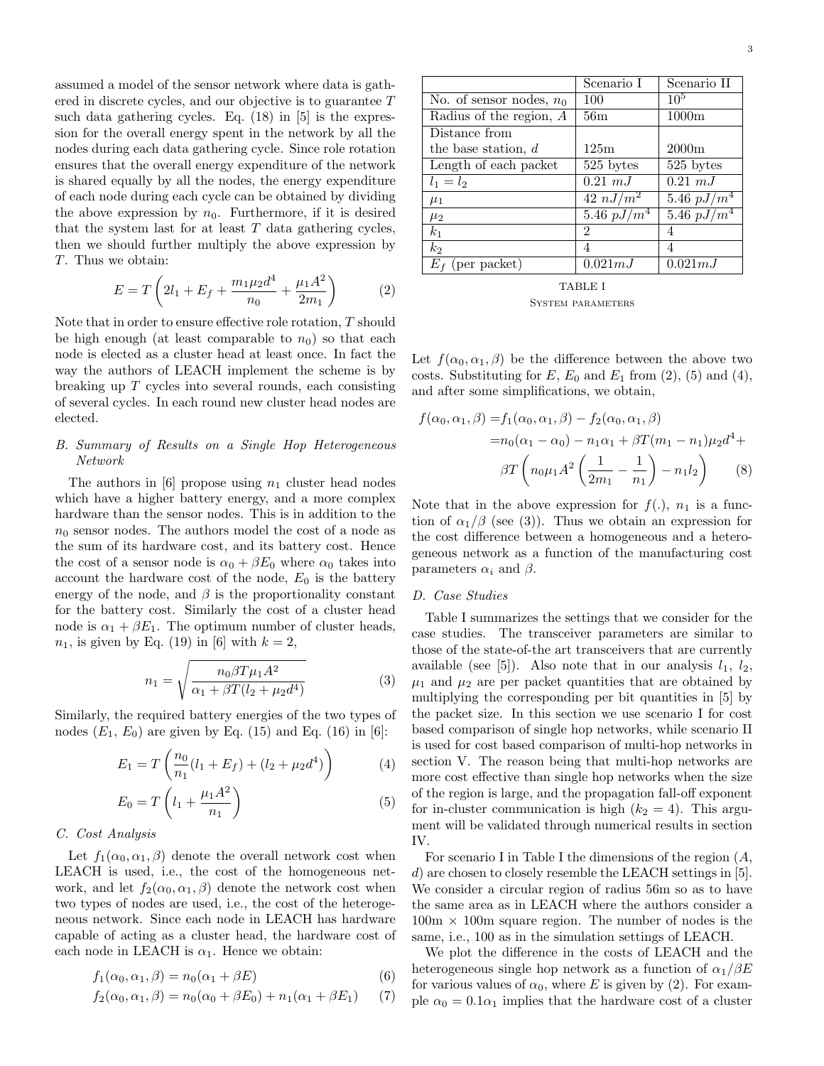assumed a model of the sensor network where data is gathered in discrete cycles, and our objective is to guarantee $T$ such data gathering cycles. Eq. (18) in [5] is the expression for the overall energy spent in the network by all the nodes during each data gathering cycle. Since role rotation ensures that the overall energy expenditure of the network is shared equally by all the nodes, the energy expenditure of each node during each cycle can be obtained by dividing the above expression by $n_0$. Furthermore, if it is desired that the system last for at least $T$ data gathering cycles, then we should further multiply the above expression by $T$. Thus we obtain:

$$E = T\left(2l_1 + E_f + \frac{m_1\mu_2 d^4}{n_0} + \frac{\mu_1 A^2}{2m_1}\right) \tag{2}$$

Note that in order to ensure effective role rotation, $T$ should be high enough (at least comparable to $n_0$) so that each node is elected as a cluster head at least once. In fact the way the authors of LEACH implement the scheme is by breaking up $T$ cycles into several rounds, each consisting of several cycles. In each round new cluster head nodes are elected.

### B. Summary of Results on a Single Hop Heterogeneous Network

The authors in [6] propose using $n_1$ cluster head nodes which have a higher battery energy, and a more complex hardware than the sensor nodes. This is in addition to the $n_0$ sensor nodes. The authors model the cost of a node as the sum of its hardware cost, and its battery cost. Hence the cost of a sensor node is $\alpha_0 + \beta E_0$ where $\alpha_0$ takes into account the hardware cost of the node, $E_0$ is the battery energy of the node, and $\beta$ is the proportionality constant for the battery cost. Similarly the cost of a cluster head node is $\alpha_1 + \beta E_1$. The optimum number of cluster heads, $n_1$, is given by Eq. (19) in [6] with $k = 2$,

$$n_1 = \sqrt{\frac{n_0 \beta T \mu_1 A^2}{\alpha_1 + \beta T(l_2 + \mu_2 d^4)}} \tag{3}$$

Similarly, the required battery energies of the two types of nodes ($E_1$, $E_0$) are given by Eq. (15) and Eq. (16) in [6]:

$$E_1 = T\left(\frac{n_0}{n_1}(l_1 + E_f) + (l_2 + \mu_2 d^4)\right) \tag{4}$$

$$E_0 = T\left(l_1 + \frac{\mu_1 A^2}{n_1}\right) \tag{5}$$

### C. Cost Analysis

Let $f_1(\alpha_0, \alpha_1, \beta)$ denote the overall network cost when LEACH is used, i.e., the cost of the homogeneous network, and let $f_2(\alpha_0, \alpha_1, \beta)$ denote the network cost when two types of nodes are used, i.e., the cost of the heterogeneous network. Since each node in LEACH has hardware capable of acting as a cluster head, the hardware cost of each node in LEACH is $\alpha_1$. Hence we obtain:

$$f_1(\alpha_0, \alpha_1, \beta) = n_0(\alpha_1 + \beta E) \tag{6}$$

$$f_2(\alpha_0, \alpha_1, \beta) = n_0(\alpha_0 + \beta E_0) + n_1(\alpha_1 + \beta E_1) \tag{7}$$

Let $f(\alpha_0, \alpha_1, \beta)$ be the difference between the above two costs. Substituting for $E$, $E_0$ and $E_1$ from (2), (5) and (4), and after some simplifications, we obtain,

$$\begin{aligned} f(\alpha_0, \alpha_1, \beta) =& f_1(\alpha_0, \alpha_1, \beta) - f_2(\alpha_0, \alpha_1, \beta) \\ =& n_0(\alpha_1 - \alpha_0) - n_1\alpha_1 + \beta T(m_1 - n_1)\mu_2 d^4 + \\ & \beta T\left(n_0\mu_1 A^2\left(\frac{1}{2m_1} - \frac{1}{n_1}\right) - n_1 l_2\right) \end{aligned} \tag{8}$$

Note that in the above expression for $f(.)$, $n_1$ is a function of $\alpha_1/\beta$ (see (3)). Thus we obtain an expression for the cost difference between a homogeneous and a heterogeneous network as a function of the manufacturing cost parameters $\alpha_i$ and $\beta$.

### D. Case Studies

| | Scenario I | Scenario II |
|---|---|---|
| No. of sensor nodes, $n_0$ | 100 | $10^5$ |
| Radius of the region, $A$ | 56m | 1000m |
| Distance from the base station, $d$ | 125m | 2000m |
| Length of each packet | 525 bytes | 525 bytes |
| $l_1 = l_2$ | $0.21\ mJ$ | $0.21\ mJ$ |
| $\mu_1$ | $42\ nJ/m^2$ | $5.46\ pJ/m^4$ |
| $\mu_2$ | $5.46\ pJ/m^4$ | $5.46\ pJ/m^4$ |
| $k_1$ | 2 | 4 |
| $k_2$ | 4 | 4 |
| $E_f$ (per packet) | $0.021mJ$ | $0.021mJ$ |

TABLE I
System parameters

Table I summarizes the settings that we consider for the case studies. The transceiver parameters are similar to those of the state-of-the art transceivers that are currently available (see [5]). Also note that in our analysis $l_1$, $l_2$, $\mu_1$ and $\mu_2$ are per packet quantities that are obtained by multiplying the corresponding per bit quantities in [5] by the packet size. In this section we use scenario I for cost based comparison of single hop networks, while scenario II is used for cost based comparison of multi-hop networks in section V. The reason being that multi-hop networks are more cost effective than single hop networks when the size of the region is large, and the propagation fall-off exponent for in-cluster communication is high ($k_2 = 4$). This argument will be validated through numerical results in section IV.

For scenario I in Table I the dimensions of the region ($A$, $d$) are chosen to closely resemble the LEACH settings in [5]. We consider a circular region of radius 56m so as to have the same area as in LEACH where the authors consider a 100m × 100m square region. The number of nodes is the same, i.e., 100 as in the simulation settings of LEACH.

We plot the difference in the costs of LEACH and the heterogeneous single hop network as a function of $\alpha_1/\beta E$ for various values of $\alpha_0$, where $E$ is given by (2). For example $\alpha_0 = 0.1\alpha_1$ implies that the hardware cost of a cluster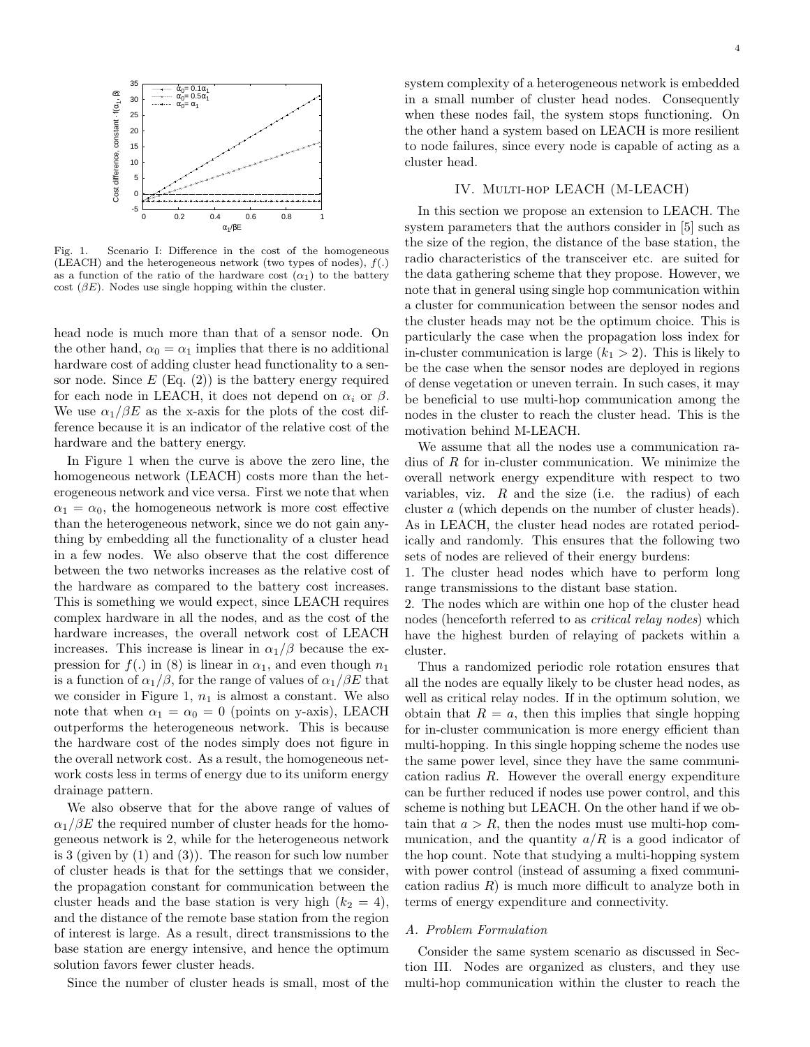Fig. 1. Scenario I: Difference in the cost of the homogeneous (LEACH) and the heterogeneous network (two types of nodes), $f(.)$ as a function of the ratio of the hardware cost ($\alpha_1$) to the battery cost ($\beta E$). Nodes use single hopping within the cluster.

head node is much more than that of a sensor node. On the other hand, $\alpha_0 = \alpha_1$ implies that there is no additional hardware cost of adding cluster head functionality to a sensor node. Since $E$ (Eq. (2)) is the battery energy required for each node in LEACH, it does not depend on $\alpha_i$ or $\beta$. We use $\alpha_1/\beta E$ as the x-axis for the plots of the cost difference because it is an indicator of the relative cost of the hardware and the battery energy.

In Figure 1 when the curve is above the zero line, the homogeneous network (LEACH) costs more than the heterogeneous network and vice versa. First we note that when $\alpha_1 = \alpha_0$, the homogeneous network is more cost effective than the heterogeneous network, since we do not gain anything by embedding all the functionality of a cluster head in a few nodes. We also observe that the cost difference between the two networks increases as the relative cost of the hardware as compared to the battery cost increases. This is something we would expect, since LEACH requires complex hardware in all the nodes, and as the cost of the hardware increases, the overall network cost of LEACH increases. This increase is linear in $\alpha_1/\beta$ because the expression for $f(.)$ in (8) is linear in $\alpha_1$, and even though $n_1$ is a function of $\alpha_1/\beta$, for the range of values of $\alpha_1/\beta E$ that we consider in Figure 1, $n_1$ is almost a constant. We also note that when $\alpha_1 = \alpha_0 = 0$ (points on y-axis), LEACH outperforms the heterogeneous network. This is because the hardware cost of the nodes simply does not figure in the overall network cost. As a result, the homogeneous network costs less in terms of energy due to its uniform energy drainage pattern.

We also observe that for the above range of values of $\alpha_1/\beta E$ the required number of cluster heads for the homogeneous network is 2, while for the heterogeneous network is 3 (given by (1) and (3)). The reason for such low number of cluster heads is that for the settings that we consider, the propagation constant for communication between the cluster heads and the base station is very high ($k_2 = 4$), and the distance of the remote base station from the region of interest is large. As a result, direct transmissions to the base station are energy intensive, and hence the optimum solution favors fewer cluster heads.

Since the number of cluster heads is small, most of the system complexity of a heterogeneous network is embedded in a small number of cluster head nodes. Consequently when these nodes fail, the system stops functioning. On the other hand a system based on LEACH is more resilient to node failures, since every node is capable of acting as a cluster head.

## IV. Multi-hop LEACH (M-LEACH)

In this section we propose an extension to LEACH. The system parameters that the authors consider in [5] such as the size of the region, the distance of the base station, the radio characteristics of the transceiver etc. are suited for the data gathering scheme that they propose. However, we note that in general using single hop communication within a cluster for communication between the sensor nodes and the cluster heads may not be the optimum choice. This is particularly the case when the propagation loss index for in-cluster communication is large ($k_1 > 2$). This is likely to be the case when the sensor nodes are deployed in regions of dense vegetation or uneven terrain. In such cases, it may be beneficial to use multi-hop communication among the nodes in the cluster to reach the cluster head. This is the motivation behind M-LEACH.

We assume that all the nodes use a communication radius of $R$ for in-cluster communication. We minimize the overall network energy expenditure with respect to two variables, viz. $R$ and the size (i.e. the radius) of each cluster $a$ (which depends on the number of cluster heads). As in LEACH, the cluster head nodes are rotated periodically and randomly. This ensures that the following two sets of nodes are relieved of their energy burdens:
1. The cluster head nodes which have to perform long range transmissions to the distant base station.
2. The nodes which are within one hop of the cluster head nodes (henceforth referred to as *critical relay nodes*) which have the highest burden of relaying of packets within a cluster.

Thus a randomized periodic role rotation ensures that all the nodes are equally likely to be cluster head nodes, as well as critical relay nodes. If in the optimum solution, we obtain that $R = a$, then this implies that single hopping for in-cluster communication is more energy efficient than multi-hopping. In this single hopping scheme the nodes use the same power level, since they have the same communication radius $R$. However the overall energy expenditure can be further reduced if nodes use power control, and this scheme is nothing but LEACH. On the other hand if we obtain that $a > R$, then the nodes must use multi-hop communication, and the quantity $a/R$ is a good indicator of the hop count. Note that studying a multi-hopping system with power control (instead of assuming a fixed communication radius $R$) is much more difficult to analyze both in terms of energy expenditure and connectivity.

### A. Problem Formulation

Consider the same system scenario as discussed in Section III. Nodes are organized as clusters, and they use multi-hop communication within the cluster to reach the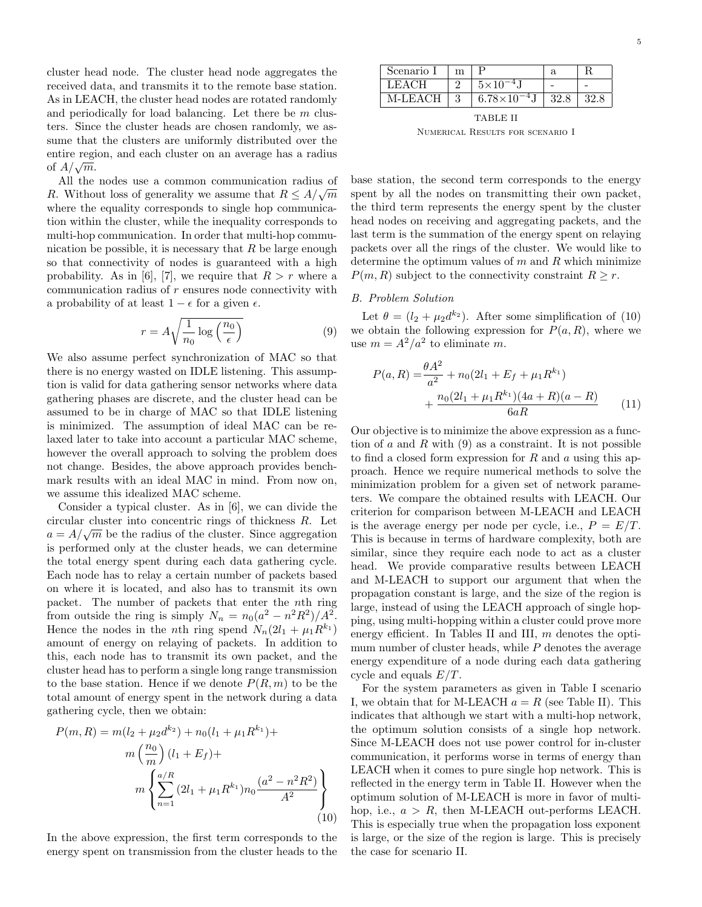cluster head node. The cluster head node aggregates the received data, and transmits it to the remote base station. As in LEACH, the cluster head nodes are rotated randomly and periodically for load balancing. Let there be $m$ clusters. Since the cluster heads are chosen randomly, we assume that the clusters are uniformly distributed over the entire region, and each cluster on an average has a radius of $A/\sqrt{m}$.

All the nodes use a common communication radius of $R$. Without loss of generality we assume that $R \leq A/\sqrt{m}$ where the equality corresponds to single hop communication within the cluster, while the inequality corresponds to multi-hop communication. In order that multi-hop communication be possible, it is necessary that $R$ be large enough so that connectivity of nodes is guaranteed with a high probability. As in [6], [7], we require that $R > r$ where a communication radius of $r$ ensures node connectivity with a probability of at least $1 - \epsilon$ for a given $\epsilon$.

$$r = A\sqrt{\frac{1}{n_0}\log\left(\frac{n_0}{\epsilon}\right)} \tag{9}$$

We also assume perfect synchronization of MAC so that there is no energy wasted on IDLE listening. This assumption is valid for data gathering sensor networks where data gathering phases are discrete, and the cluster head can be assumed to be in charge of MAC so that IDLE listening is minimized. The assumption of ideal MAC can be relaxed later to take into account a particular MAC scheme, however the overall approach to solving the problem does not change. Besides, the above approach provides benchmark results with an ideal MAC in mind. From now on, we assume this idealized MAC scheme.

Consider a typical cluster. As in [6], we can divide the circular cluster into concentric rings of thickness $R$. Let $a = A/\sqrt{m}$ be the radius of the cluster. Since aggregation is performed only at the cluster heads, we can determine the total energy spent during each data gathering cycle. Each node has to relay a certain number of packets based on where it is located, and also has to transmit its own packet. The number of packets that enter the $n$th ring from outside the ring is simply $N_n = n_0(a^2 - n^2R^2)/A^2$. Hence the nodes in the $n$th ring spend $N_n(2l_1 + \mu_1 R^{k_1})$ amount of energy on relaying of packets. In addition to this, each node has to transmit its own packet, and the cluster head has to perform a single long range transmission to the base station. Hence if we denote $P(R, m)$ to be the total amount of energy spent in the network during a data gathering cycle, then we obtain:

$$\begin{aligned} P(m, R) = {} & m(l_2 + \mu_2 d^{k_2}) + n_0(l_1 + \mu_1 R^{k_1}) + \\ & m\left(\frac{n_0}{m}\right)(l_1 + E_f) + \\ & m\left\{\sum_{n=1}^{a/R}(2l_1 + \mu_1 R^{k_1})n_0\frac{(a^2 - n^2R^2)}{A^2}\right\} \end{aligned} \tag{10}$$

In the above expression, the first term corresponds to the energy spent on transmission from the cluster heads to the base station, the second term corresponds to the energy spent by all the nodes on transmitting their own packet, the third term represents the energy spent by the cluster head nodes on receiving and aggregating packets, and the last term is the summation of the energy spent on relaying packets over all the rings of the cluster. We would like to determine the optimum values of $m$ and $R$ which minimize $P(m, R)$ subject to the connectivity constraint $R \geq r$.

| Scenario I | m | P | a | R |
|---|---|---|---|---|
| LEACH | 2 | $5{\times}10^{-4}$J | - | - |
| M-LEACH | 3 | $6.78{\times}10^{-4}$J | 32.8 | 32.8 |

TABLE II

Numerical Results for scenario I

### B. Problem Solution

Let $\theta = (l_2 + \mu_2 d^{k_2})$. After some simplification of (10) we obtain the following expression for $P(a, R)$, where we use $m = A^2/a^2$ to eliminate $m$.

$$\begin{aligned} P(a, R) = {} & \frac{\theta A^2}{a^2} + n_0(2l_1 + E_f + \mu_1 R^{k_1}) \\ & + \frac{n_0(2l_1 + \mu_1 R^{k_1})(4a + R)(a - R)}{6aR} \end{aligned} \tag{11}$$

Our objective is to minimize the above expression as a function of $a$ and $R$ with (9) as a constraint. It is not possible to find a closed form expression for $R$ and $a$ using this approach. Hence we require numerical methods to solve the minimization problem for a given set of network parameters. We compare the obtained results with LEACH. Our criterion for comparison between M-LEACH and LEACH is the average energy per node per cycle, i.e., $P = E/T$. This is because in terms of hardware complexity, both are similar, since they require each node to act as a cluster head. We provide comparative results between LEACH and M-LEACH to support our argument that when the propagation constant is large, and the size of the region is large, instead of using the LEACH approach of single hopping, using multi-hopping within a cluster could prove more energy efficient. In Tables II and III, $m$ denotes the optimum number of cluster heads, while $P$ denotes the average energy expenditure of a node during each data gathering cycle and equals $E/T$.

For the system parameters as given in Table I scenario I, we obtain that for M-LEACH $a = R$ (see Table II). This indicates that although we start with a multi-hop network, the optimum solution consists of a single hop network. Since M-LEACH does not use power control for in-cluster communication, it performs worse in terms of energy than LEACH when it comes to pure single hop network. This is reflected in the energy term in Table II. However when the optimum solution of M-LEACH is more in favor of multi-hop, i.e., $a > R$, then M-LEACH out-performs LEACH. This is especially true when the propagation loss exponent is large, or the size of the region is large. This is precisely the case for scenario II.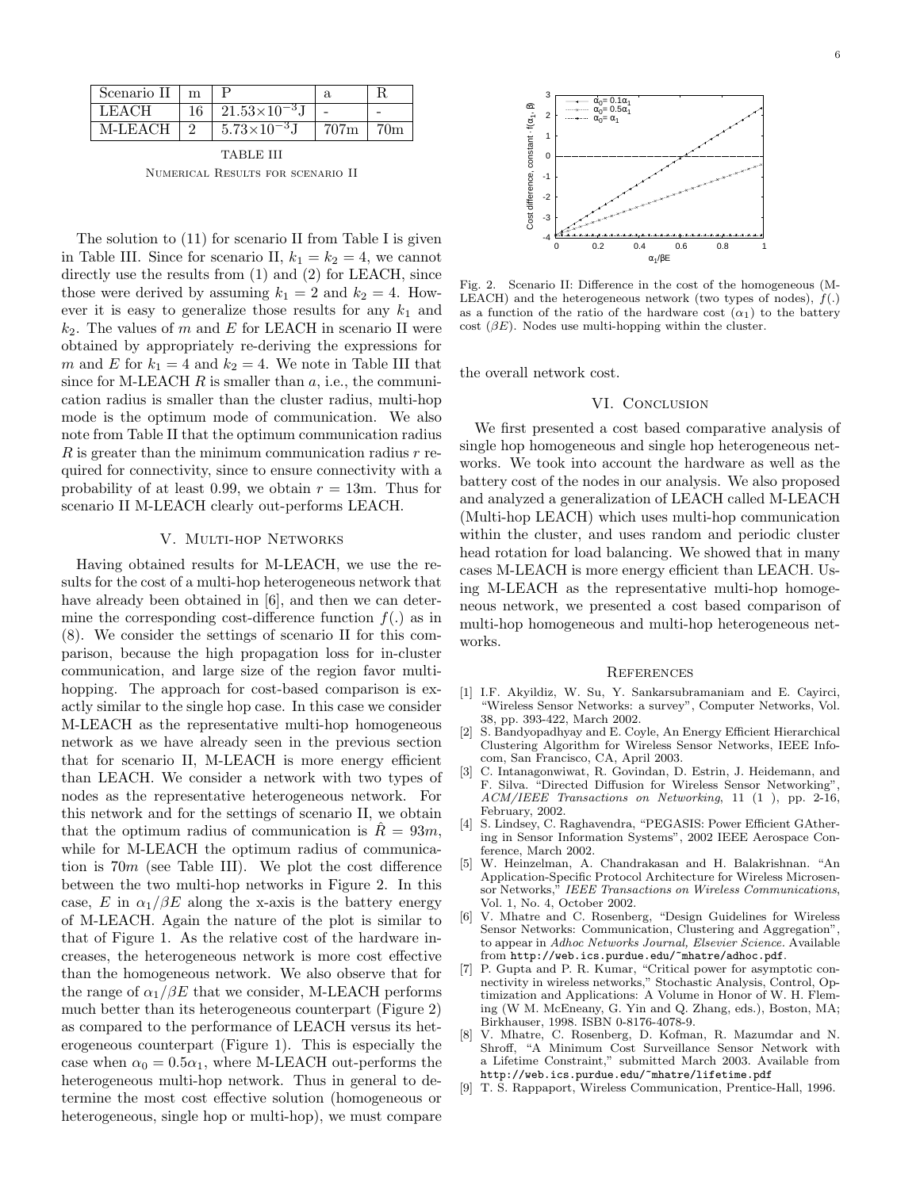| Scenario II | m | P | a | R |
|---|---|---|---|---|
| LEACH | 16 | $21.53\times10^{-3}$J | - | - |
| M-LEACH | 2 | $5.73\times10^{-3}$J | 707m | 70m |

TABLE III
NUMERICAL RESULTS FOR SCENARIO II

The solution to (11) for scenario II from Table I is given in Table III. Since for scenario II, $k_1 = k_2 = 4$, we cannot directly use the results from (1) and (2) for LEACH, since those were derived by assuming $k_1 = 2$ and $k_2 = 4$. However it is easy to generalize those results for any $k_1$ and $k_2$. The values of $m$ and $E$ for LEACH in scenario II were obtained by appropriately re-deriving the expressions for $m$ and $E$ for $k_1 = 4$ and $k_2 = 4$. We note in Table III that since for M-LEACH $R$ is smaller than $a$, i.e., the communication radius is smaller than the cluster radius, multi-hop mode is the optimum mode of communication. We also note from Table II that the optimum communication radius $R$ is greater than the minimum communication radius $r$ required for connectivity, since to ensure connectivity with a probability of at least 0.99, we obtain $r = 13$m. Thus for scenario II M-LEACH clearly out-performs LEACH.

## V. Multi-hop Networks

Having obtained results for M-LEACH, we use the results for the cost of a multi-hop heterogeneous network that have already been obtained in [6], and then we can determine the corresponding cost-difference function $f(.)$ as in (8). We consider the settings of scenario II for this comparison, because the high propagation loss for in-cluster communication, and large size of the region favor multi-hopping. The approach for cost-based comparison is exactly similar to the single hop case. In this case we consider M-LEACH as the representative multi-hop homogeneous network as we have already seen in the previous section that for scenario II, M-LEACH is more energy efficient than LEACH. We consider a network with two types of nodes as the representative heterogeneous network. For this network and for the settings of scenario II, we obtain that the optimum radius of communication is $\hat{R} = 93m$, while for M-LEACH the optimum radius of communication is $70m$ (see Table III). We plot the cost difference between the two multi-hop networks in Figure 2. In this case, $E$ in $\alpha_1/\beta E$ along the x-axis is the battery energy of M-LEACH. Again the nature of the plot is similar to that of Figure 1. As the relative cost of the hardware increases, the heterogeneous network is more cost effective than the homogeneous network. We also observe that for the range of $\alpha_1/\beta E$ that we consider, M-LEACH performs much better than its heterogeneous counterpart (Figure 2) as compared to the performance of LEACH versus its heterogeneous counterpart (Figure 1). This is especially the case when $\alpha_0 = 0.5\alpha_1$, where M-LEACH out-performs the heterogeneous multi-hop network. Thus in general to determine the most cost effective solution (homogeneous or heterogeneous, single hop or multi-hop), we must compare the overall network cost.

Cost difference, constant · f(α1, β)
3
2
1
0
-1
-2
-3
-4
0 0.2 0.4 0.6 0.8 1
α1/βE
α0= 0.1α1
α0= 0.5α1
α0= α1

Fig. 2. Scenario II: Difference in the cost of the homogeneous (M-LEACH) and the heterogeneous network (two types of nodes), $f(.)$ as a function of the ratio of the hardware cost ($\alpha_1$) to the battery cost ($\beta E$). Nodes use multi-hopping within the cluster.

## VI. Conclusion

We first presented a cost based comparative analysis of single hop homogeneous and single hop heterogeneous networks. We took into account the hardware as well as the battery cost of the nodes in our analysis. We also proposed and analyzed a generalization of LEACH called M-LEACH (Multi-hop LEACH) which uses multi-hop communication within the cluster, and uses random and periodic cluster head rotation for load balancing. We showed that in many cases M-LEACH is more energy efficient than LEACH. Using M-LEACH as the representative multi-hop homogeneous network, we presented a cost based comparison of multi-hop homogeneous and multi-hop heterogeneous networks.

## References

[1] I.F. Akyildiz, W. Su, Y. Sankarsubramaniam and E. Cayirci, "Wireless Sensor Networks: a survey", Computer Networks, Vol. 38, pp. 393-422, March 2002.

[2] S. Bandyopadhyay and E. Coyle, An Energy Efficient Hierarchical Clustering Algorithm for Wireless Sensor Networks, IEEE Infocom, San Francisco, CA, April 2003.

[3] C. Intanagonwiwat, R. Govindan, D. Estrin, J. Heidemann, and F. Silva. "Directed Diffusion for Wireless Sensor Networking", *ACM/IEEE Transactions on Networking*, 11 (1 ), pp. 2-16, February, 2002.

[4] S. Lindsey, C. Raghavendra, "PEGASIS: Power Efficient GAthering in Sensor Information Systems", 2002 IEEE Aerospace Conference, March 2002.

[5] W. Heinzelman, A. Chandrakasan and H. Balakrishnan. "An Application-Specific Protocol Architecture for Wireless Microsensor Networks," *IEEE Transactions on Wireless Communications*, Vol. 1, No. 4, October 2002.

[6] V. Mhatre and C. Rosenberg, "Design Guidelines for Wireless Sensor Networks: Communication, Clustering and Aggregation", to appear in *Adhoc Networks Journal, Elsevier Science*. Available from `http://web.ics.purdue.edu/~mhatre/adhoc.pdf`.

[7] P. Gupta and P. R. Kumar, "Critical power for asymptotic connectivity in wireless networks," Stochastic Analysis, Control, Optimization and Applications: A Volume in Honor of W. H. Fleming (W M. McEneany, G. Yin and Q. Zhang, eds.), Boston, MA; Birkhauser, 1998. ISBN 0-8176-4078-9.

[8] V. Mhatre, C. Rosenberg, D. Kofman, R. Mazumdar and N. Shroff, "A Minimum Cost Surveillance Sensor Network with a Lifetime Constraint," submitted March 2003. Available from `http://web.ics.purdue.edu/~mhatre/lifetime.pdf`

[9] T. S. Rappaport, Wireless Communication, Prentice-Hall, 1996.